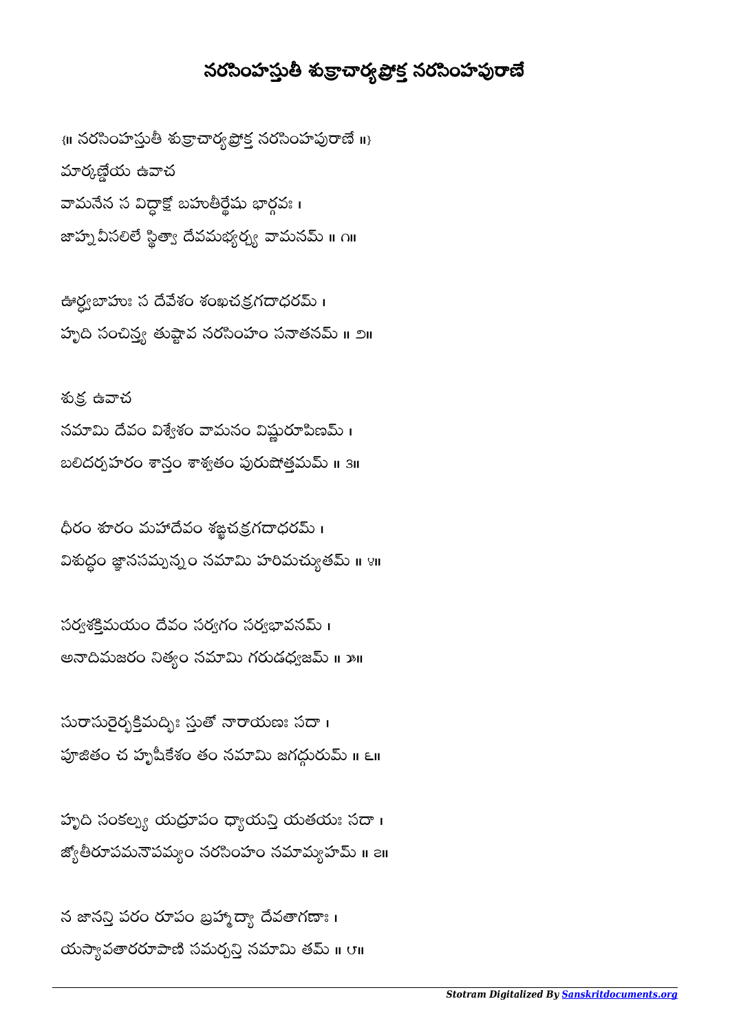# నరసింహస్తుతీ శుక్రాచార్యప్రోక్త నరసింహపురాణే

{॥ నరసింహస్తుతీ శుక్రాచార్యప్రోక్త నరసింహపురాణే ॥}

మార్కణ్డేయ ఉవాచ

వామనేన స విద్ధాక్షో బహుతీర్థేషు భార్గవః ।
జాహ్నవీసలిలే స్థిత్వా దేవమభ్యర్చ్య వామనమ్ ॥ ౧॥

ఊర్ధ్వబాహుః స దేవేశం శంఖచక్రగదాధరమ్ ।
హృది సంచిన్త్య తుష్టావ నరసింహం సనాతనమ్ ॥ ౨॥

శుక్ర ఉవాచ

నమామి దేవం విశ్వేశం వామనం విష్ణురూపిణమ్ ।
బలిదర్పహరం శాన్తం శాశ్వతం పురుషోత్తమమ్ ॥ ౩॥

ధీరం శూరం మహాదేవం శఙ్ఖచక్రగదాధరమ్ ।
విశుద్ధం జ్ఞానసమ్పన్నం నమామి హరిమచ్యుతమ్ ॥ ౪॥

సర్వశక్తిమయం దేవం సర్వగం సర్వభావనమ్ ।
అనాదిమజరం నిత్యం నమామి గరుడధ్వజమ్ ॥ ౫॥

సురాసురైర్భక్తిమద్భిః స్తుతో నారాయణః సదా ।
పూజితం చ హృషీకేశం తం నమామి జగద్గురుమ్ ॥ ౬॥

హృది సంకల్ప్య యద్రూపం ధ్యాయన్తి యతయః సదా ।
జ్యోతీరూపమనౌపమ్యం నరసింహం నమామ్యహమ్ ॥ ౭॥

న జానన్తి పరం రూపం బ్రహ్మాద్యా దేవతాగణాః ।
యస్యావతారరూపాణి సమర్చన్తి నమామి తమ్ ॥ ౮॥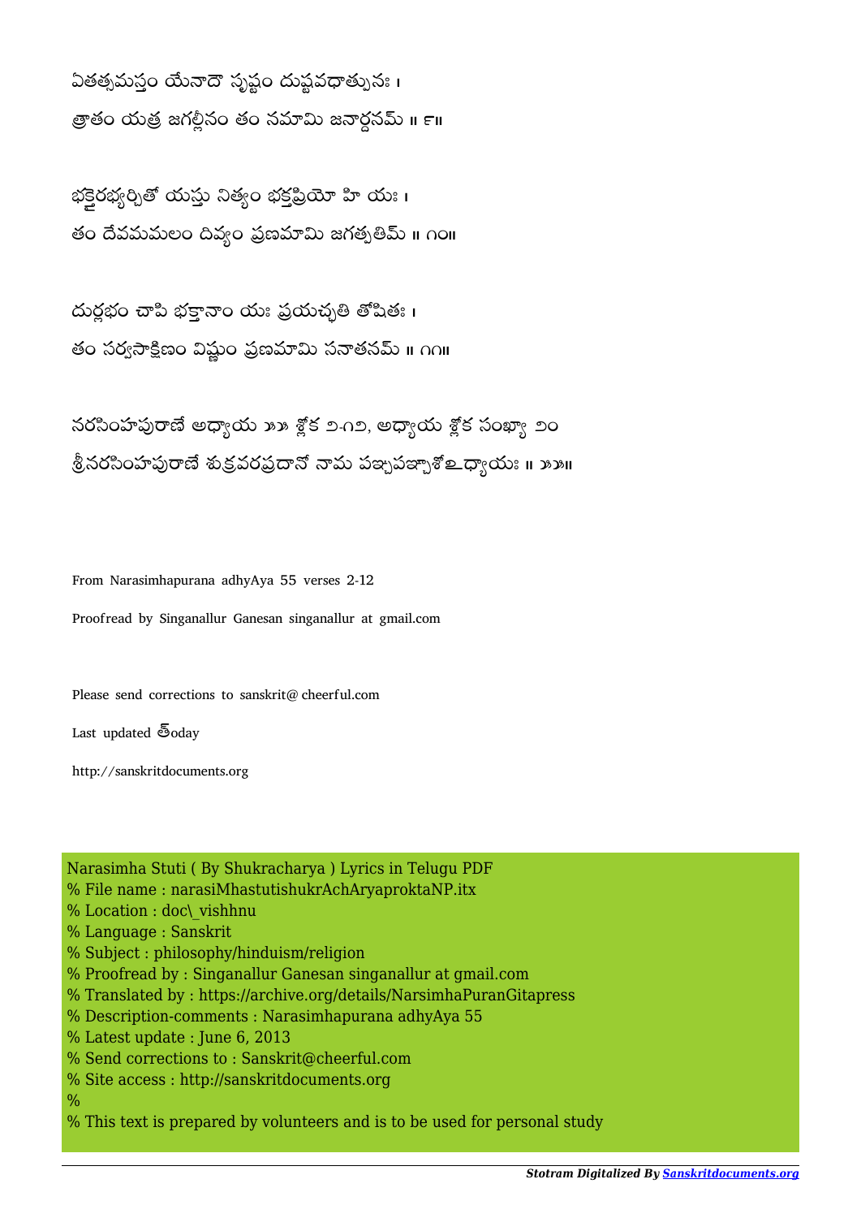ఏతత్సమస్తం యేనాదౌ సృష్టం దుష్టవధాత్పునః ।
త్రాతం యత్ర జగల్లీనం తం నమామి జనార్దనమ్ ॥ ౯॥

భక్తైరభ్యర్చితో యస్తు నిత్యం భక్తప్రియో హి యః ।
తం దేవమమలం దివ్యం ప్రణమామి జగత్పతిమ్ ॥ ౧౦॥

దుర్లభం చాపి భక్తానాం యః ప్రయచ్ఛతి తోషితః ।
తం సర్వసాక్షిణం విష్ణుం ప్రణమామి సనాతనమ్ ॥ ౧౧॥

నరసింహపురాణే అధ్యాయ ౫౫ శ్లోక ౨-౧౨, అధ్యాయ శ్లోక సంఖ్యా ౨౦
శ్రీనరసింహపురాణే శుక్రవరప్రదానో నామ పఞ్చపఞ్చాశోఽధ్యాయః ॥ ౫౫॥

From Narasimhapurana adhyAya 55 verses 2-12

Proofread by Singanallur Ganesan singanallur at gmail.com

Please send corrections to sanskrit@ cheerful.com

Last updated త్oday

http://sanskritdocuments.org

Narasimha Stuti ( By Shukracharya ) Lyrics in Telugu PDF
% File name : narasiMhastutishukrAchAryaproktaNP.itx
% Location : doc\_vishhnu
% Language : Sanskrit
% Subject : philosophy/hinduism/religion
% Proofread by : Singanallur Ganesan singanallur at gmail.com
% Translated by : https://archive.org/details/NarsimhaPuranGitapress
% Description-comments : Narasimhapurana adhyAya 55
% Latest update : June 6, 2013
% Send corrections to : Sanskrit@cheerful.com
% Site access : http://sanskritdocuments.org
%
% This text is prepared by volunteers and is to be used for personal study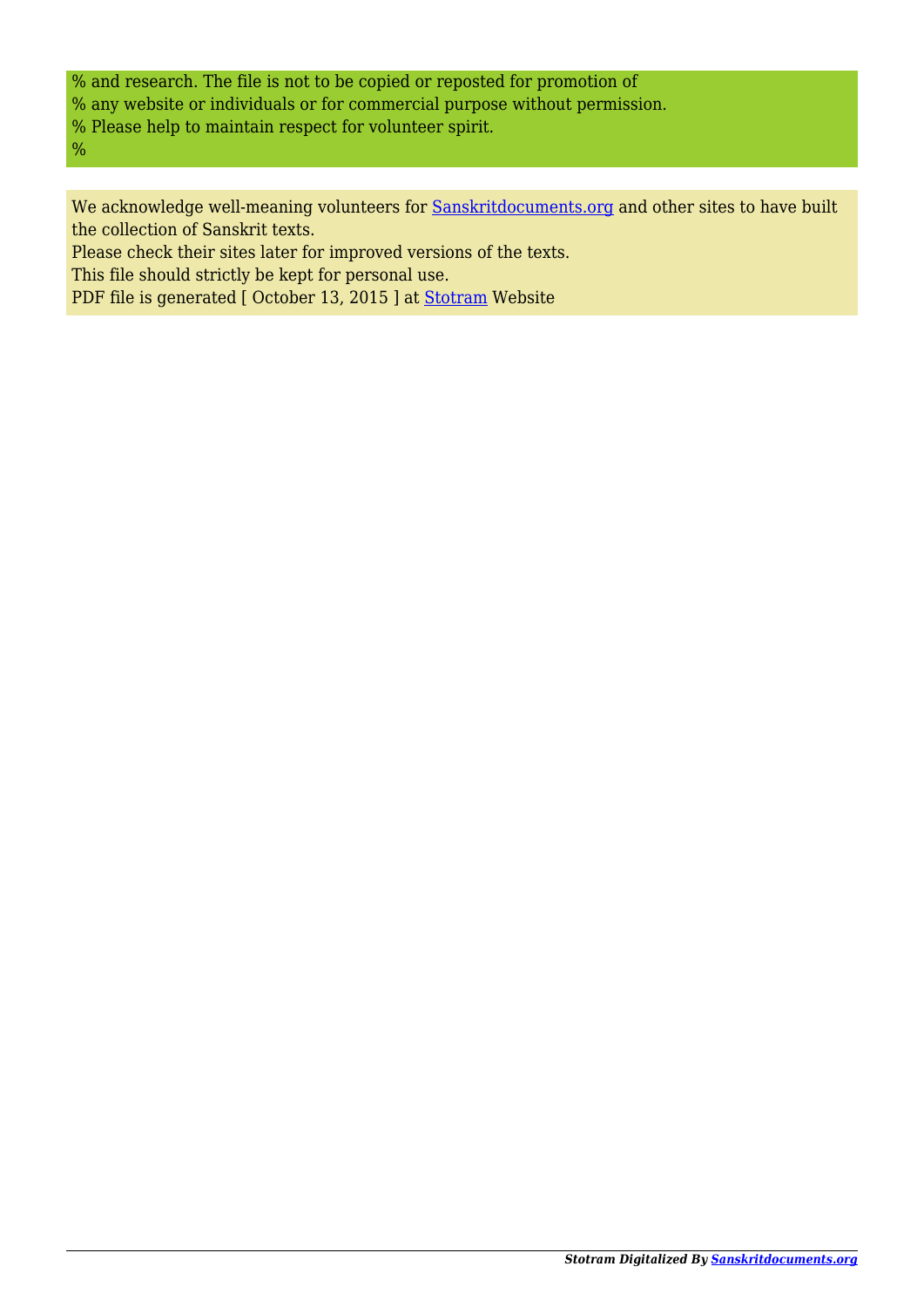% and research. The file is not to be copied or reposted for promotion of
% any website or individuals or for commercial purpose without permission.
% Please help to maintain respect for volunteer spirit.
%

We acknowledge well-meaning volunteers for Sanskritdocuments.org and other sites to have built the collection of Sanskrit texts.
Please check their sites later for improved versions of the texts.
This file should strictly be kept for personal use.
PDF file is generated [ October 13, 2015 ] at Stotram Website